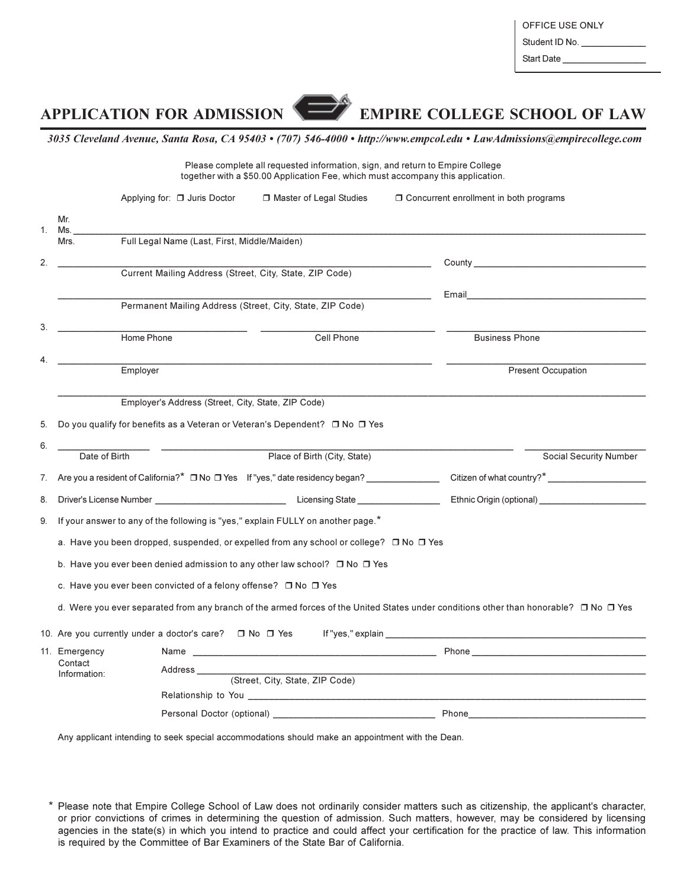OFFICE USE ONLY

Student ID No. _____________

Start Date _________________

# APPLICATION FOR ADMISSION — EMPIRE COLLEGE SCHOOL OF LAW

*3035 Cleveland Avenue, Santa Rosa, CA 95403 • (707) 546-4000 • http://www.empcol.edu • LawAdmissions@empirecollege.com*

Please complete all requested information, sign, and return to Empire College together with a $50.00 Application Fee, which must accompany this application.

Applying for: ❒ Juris Doctor ❒ Master of Legal Studies ❒ Concurrent enrollment in both programs

1. Mr. / Ms. / Mrs. ________________________________________
   Full Legal Name (Last, First, Middle/Maiden)

2. ________________________________________ County ____________________
   Current Mailing Address (Street, City, State, ZIP Code)

   ________________________________________ Email ____________________
   Permanent Mailing Address (Street, City, State, ZIP Code)

3. ____________________ ____________________ ____________________
   Home Phone / Cell Phone / Business Phone

4. ________________________________________ ____________________
   Employer / Present Occupation

   ________________________________________
   Employer's Address (Street, City, State, ZIP Code)

5. Do you qualify for benefits as a Veteran or Veteran's Dependent? ❒ No ❒ Yes

6. ____________________ ____________________ ____________________
   Date of Birth / Place of Birth (City, State) / Social Security Number

7. Are you a resident of California?* ❒ No ❒ Yes If "yes," date residency began? _______________ Citizen of what country?* ____________________

8. Driver's License Number ____________________ Licensing State ________________ Ethnic Origin (optional) ____________________

9. If your answer to any of the following is "yes," explain FULLY on another page.*

   a. Have you been dropped, suspended, or expelled from any school or college? ❒ No ❒ Yes

   b. Have you ever been denied admission to any other law school? ❒ No ❒ Yes

   c. Have you ever been convicted of a felony offense? ❒ No ❒ Yes

   d. Were you ever separated from any branch of the armed forces of the United States under conditions other than honorable? ❒ No ❒ Yes

10. Are you currently under a doctor's care? ❒ No ❒ Yes If "yes," explain ____________________

11. Emergency Contact Information:

    Name ____________________ Phone ____________________

    Address ________________________________________
    (Street, City, State, ZIP Code)

    Relationship to You ____________________

    Personal Doctor (optional) ____________________ Phone ____________________

Any applicant intending to seek special accommodations should make an appointment with the Dean.

\* Please note that Empire College School of Law does not ordinarily consider matters such as citizenship, the applicant's character, or prior convictions of crimes in determining the question of admission. Such matters, however, may be considered by licensing agencies in the state(s) in which you intend to practice and could affect your certification for the practice of law. This information is required by the Committee of Bar Examiners of the State Bar of California.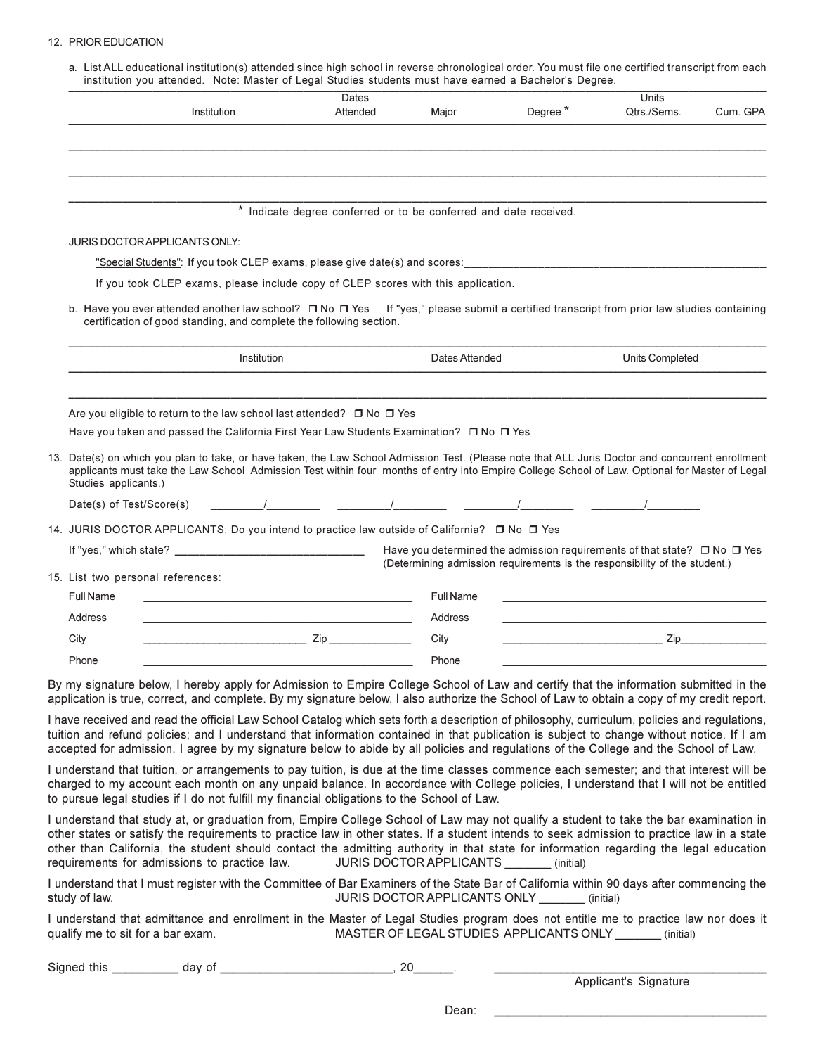12. PRIOR EDUCATION

   a. List ALL educational institution(s) attended since high school in reverse chronological order. You must file one certified transcript from each institution you attended. Note: Master of Legal Studies students must have earned a Bachelor's Degree.

| Institution | Dates Attended | Major | Degree * | Units Qtrs./Sems. | Cum. GPA |
|---|---|---|---|---|---|
| | | | | | |
| | | | | | |
| | | | | | |

\* Indicate degree conferred or to be conferred and date received.

JURIS DOCTOR APPLICANTS ONLY:

"Special Students": If you took CLEP exams, please give date(s) and scores:____________________________________________________

If you took CLEP exams, please include copy of CLEP scores with this application.

   b. Have you ever attended another law school? ❒ No ❒ Yes If "yes," please submit a certified transcript from prior law studies containing certification of good standing, and complete the following section.

| Institution | Dates Attended | Units Completed |
|---|---|---|
| | | |
| | | |

Are you eligible to return to the law school last attended? ❒ No ❒ Yes

Have you taken and passed the California First Year Law Students Examination? ❒ No ❒ Yes

13. Date(s) on which you plan to take, or have taken, the Law School Admission Test. (Please note that ALL Juris Doctor and concurrent enrollment applicants must take the Law School Admission Test within four months of entry into Empire College School of Law. Optional for Master of Legal Studies applicants.)

   Date(s) of Test/Score(s) _________/_________ _________/_________ _________/_________ _________/_________

14. JURIS DOCTOR APPLICANTS: Do you intend to practice law outside of California? ❒ No ❒ Yes

   If "yes," which state? _________________________________ Have you determined the admission requirements of that state? ❒ No ❒ Yes (Determining admission requirements is the responsibility of the student.)

15. List two personal references:

| | | | |
|---|---|---|---|
| Full Name | ______________________________ | Full Name | ______________________________ |
| Address | ______________________________ | Address | ______________________________ |
| City | __________________ Zip __________ | City | __________________ Zip __________ |
| Phone | ______________________________ | Phone | ______________________________ |

By my signature below, I hereby apply for Admission to Empire College School of Law and certify that the information submitted in the application is true, correct, and complete. By my signature below, I also authorize the School of Law to obtain a copy of my credit report.

I have received and read the official Law School Catalog which sets forth a description of philosophy, curriculum, policies and regulations, tuition and refund policies; and I understand that information contained in that publication is subject to change without notice. If I am accepted for admission, I agree by my signature below to abide by all policies and regulations of the College and the School of Law.

I understand that tuition, or arrangements to pay tuition, is due at the time classes commence each semester; and that interest will be charged to my account each month on any unpaid balance. In accordance with College policies, I understand that I will not be entitled to pursue legal studies if I do not fulfill my financial obligations to the School of Law.

I understand that study at, or graduation from, Empire College School of Law may not qualify a student to take the bar examination in other states or satisfy the requirements to practice law in other states. If a student intends to seek admission to practice law in a state other than California, the student should contact the admitting authority in that state for information regarding the legal education requirements for admissions to practice law. JURIS DOCTOR APPLICANTS _______ (initial)

I understand that I must register with the Committee of Bar Examiners of the State Bar of California within 90 days after commencing the study of law. JURIS DOCTOR APPLICANTS ONLY _______ (initial)

I understand that admittance and enrollment in the Master of Legal Studies program does not entitle me to practice law nor does it qualify me to sit for a bar exam. MASTER OF LEGAL STUDIES APPLICANTS ONLY _______ (initial)

Signed this __________ day of _________________________, 20______. ________________________________________
Applicant's Signature

Dean: ________________________________________